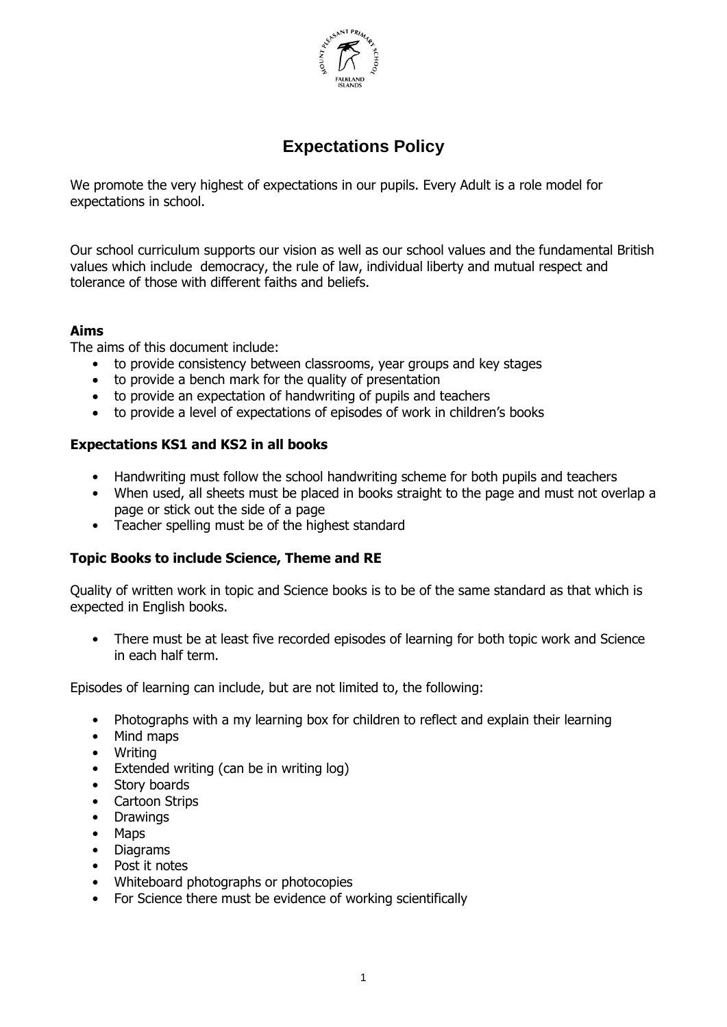# Expectations Policy

We promote the very highest of expectations in our pupils. Every Adult is a role model for expectations in school.

Our school curriculum supports our vision as well as our school values and the fundamental British values which include democracy, the rule of law, individual liberty and mutual respect and tolerance of those with different faiths and beliefs.

### Aims

The aims of this document include:

- to provide consistency between classrooms, year groups and key stages
- to provide a bench mark for the quality of presentation
- to provide an expectation of handwriting of pupils and teachers
- to provide a level of expectations of episodes of work in children's books

### Expectations KS1 and KS2 in all books

- Handwriting must follow the school handwriting scheme for both pupils and teachers
- When used, all sheets must be placed in books straight to the page and must not overlap a page or stick out the side of a page
- Teacher spelling must be of the highest standard

### Topic Books to include Science, Theme and RE

Quality of written work in topic and Science books is to be of the same standard as that which is expected in English books.

- There must be at least five recorded episodes of learning for both topic work and Science in each half term.

Episodes of learning can include, but are not limited to, the following:

- Photographs with a my learning box for children to reflect and explain their learning
- Mind maps
- Writing
- Extended writing (can be in writing log)
- Story boards
- Cartoon Strips
- Drawings
- Maps
- Diagrams
- Post it notes
- Whiteboard photographs or photocopies
- For Science there must be evidence of working scientifically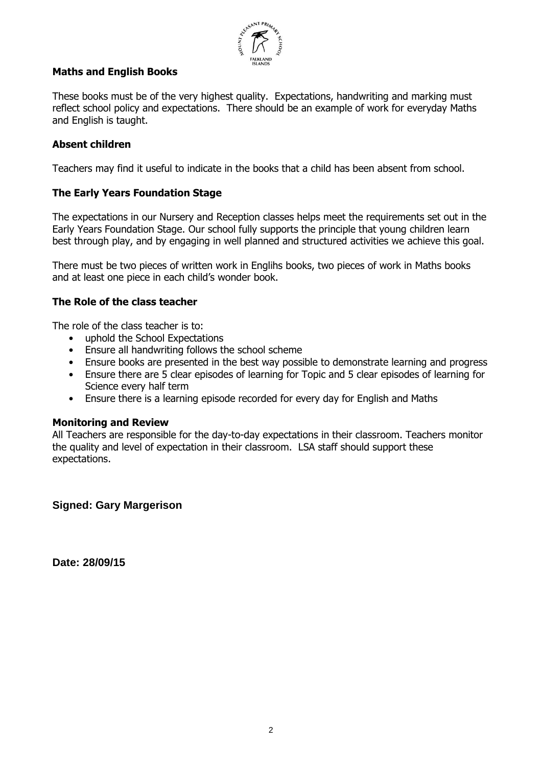## Maths and English Books

These books must be of the very highest quality. Expectations, handwriting and marking must reflect school policy and expectations. There should be an example of work for everyday Maths and English is taught.

## Absent children

Teachers may find it useful to indicate in the books that a child has been absent from school.

## The Early Years Foundation Stage

The expectations in our Nursery and Reception classes helps meet the requirements set out in the Early Years Foundation Stage. Our school fully supports the principle that young children learn best through play, and by engaging in well planned and structured activities we achieve this goal.

There must be two pieces of written work in Englihs books, two pieces of work in Maths books and at least one piece in each child's wonder book.

## The Role of the class teacher

The role of the class teacher is to:

- uphold the School Expectations
- Ensure all handwriting follows the school scheme
- Ensure books are presented in the best way possible to demonstrate learning and progress
- Ensure there are 5 clear episodes of learning for Topic and 5 clear episodes of learning for Science every half term
- Ensure there is a learning episode recorded for every day for English and Maths

## Monitoring and Review

All Teachers are responsible for the day-to-day expectations in their classroom. Teachers monitor the quality and level of expectation in their classroom. LSA staff should support these expectations.

**Signed: Gary Margerison**

**Date: 28/09/15**